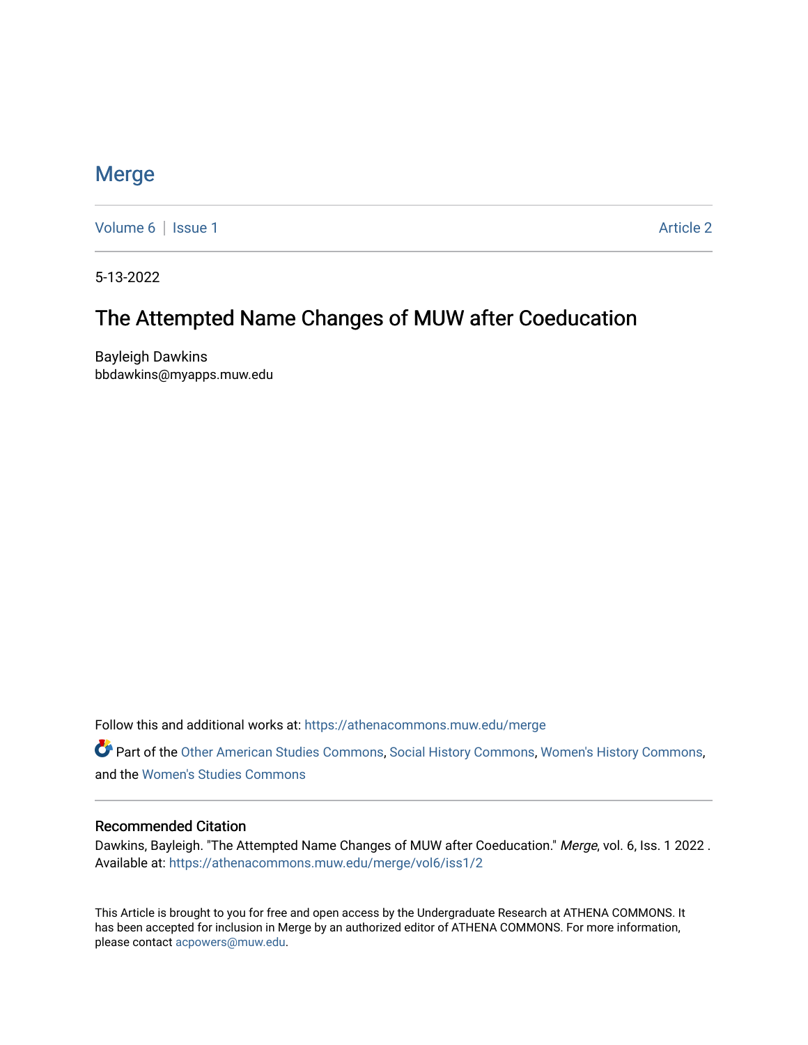# Merge

Volume 6 | Issue 1 Article 2

5-13-2022

## The Attempted Name Changes of MUW after Coeducation

Bayleigh Dawkins
bbdawkins@myapps.muw.edu

Follow this and additional works at: https://athenacommons.muw.edu/merge

Part of the Other American Studies Commons, Social History Commons, Women's History Commons, and the Women's Studies Commons

### Recommended Citation

Dawkins, Bayleigh. "The Attempted Name Changes of MUW after Coeducation." *Merge*, vol. 6, Iss. 1 2022 . Available at: https://athenacommons.muw.edu/merge/vol6/iss1/2

This Article is brought to you for free and open access by the Undergraduate Research at ATHENA COMMONS. It has been accepted for inclusion in Merge by an authorized editor of ATHENA COMMONS. For more information, please contact acpowers@muw.edu.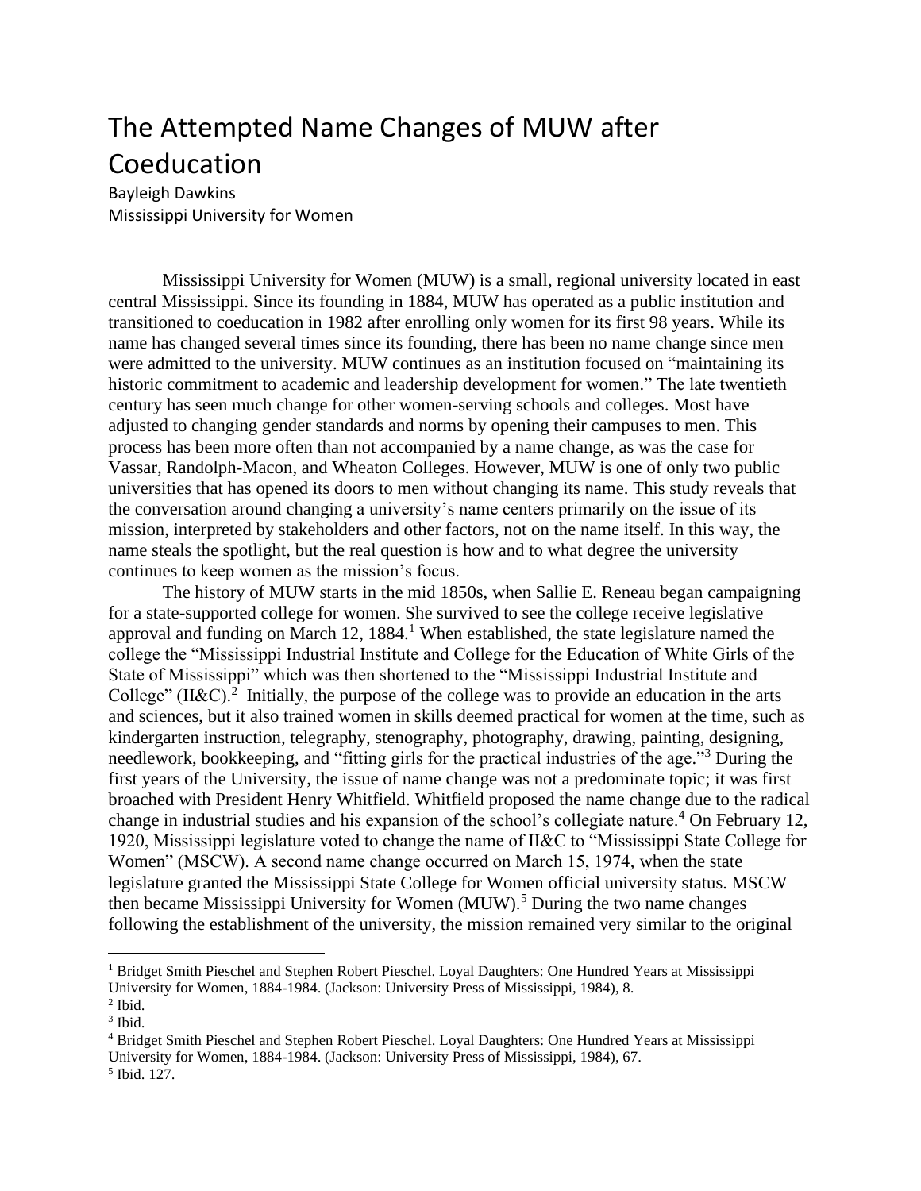# The Attempted Name Changes of MUW after Coeducation

Bayleigh Dawkins
Mississippi University for Women

Mississippi University for Women (MUW) is a small, regional university located in east central Mississippi. Since its founding in 1884, MUW has operated as a public institution and transitioned to coeducation in 1982 after enrolling only women for its first 98 years. While its name has changed several times since its founding, there has been no name change since men were admitted to the university. MUW continues as an institution focused on "maintaining its historic commitment to academic and leadership development for women." The late twentieth century has seen much change for other women-serving schools and colleges. Most have adjusted to changing gender standards and norms by opening their campuses to men. This process has been more often than not accompanied by a name change, as was the case for Vassar, Randolph-Macon, and Wheaton Colleges. However, MUW is one of only two public universities that has opened its doors to men without changing its name. This study reveals that the conversation around changing a university's name centers primarily on the issue of its mission, interpreted by stakeholders and other factors, not on the name itself. In this way, the name steals the spotlight, but the real question is how and to what degree the university continues to keep women as the mission's focus.

The history of MUW starts in the mid 1850s, when Sallie E. Reneau began campaigning for a state-supported college for women. She survived to see the college receive legislative approval and funding on March 12, 1884.[1] When established, the state legislature named the college the "Mississippi Industrial Institute and College for the Education of White Girls of the State of Mississippi" which was then shortened to the "Mississippi Industrial Institute and College" (II&C).[2] Initially, the purpose of the college was to provide an education in the arts and sciences, but it also trained women in skills deemed practical for women at the time, such as kindergarten instruction, telegraphy, stenography, photography, drawing, painting, designing, needlework, bookkeeping, and "fitting girls for the practical industries of the age."[3] During the first years of the University, the issue of name change was not a predominate topic; it was first broached with President Henry Whitfield. Whitfield proposed the name change due to the radical change in industrial studies and his expansion of the school's collegiate nature.[4] On February 12, 1920, Mississippi legislature voted to change the name of II&C to "Mississippi State College for Women" (MSCW). A second name change occurred on March 15, 1974, when the state legislature granted the Mississippi State College for Women official university status. MSCW then became Mississippi University for Women (MUW).[5] During the two name changes following the establishment of the university, the mission remained very similar to the original

---

[1] Bridget Smith Pieschel and Stephen Robert Pieschel. Loyal Daughters: One Hundred Years at Mississippi University for Women, 1884-1984. (Jackson: University Press of Mississippi, 1984), 8.

[2] Ibid.

[3] Ibid.

[4] Bridget Smith Pieschel and Stephen Robert Pieschel. Loyal Daughters: One Hundred Years at Mississippi University for Women, 1884-1984. (Jackson: University Press of Mississippi, 1984), 67.

[5] Ibid. 127.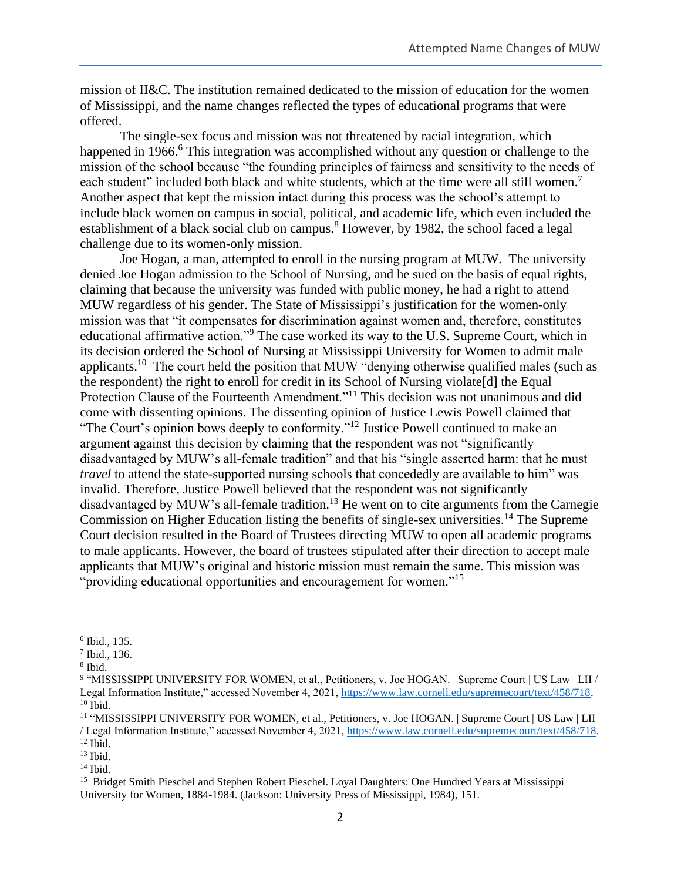mission of II&C. The institution remained dedicated to the mission of education for the women of Mississippi, and the name changes reflected the types of educational programs that were offered.

The single-sex focus and mission was not threatened by racial integration, which happened in 1966.[6] This integration was accomplished without any question or challenge to the mission of the school because "the founding principles of fairness and sensitivity to the needs of each student" included both black and white students, which at the time were all still women.[7] Another aspect that kept the mission intact during this process was the school's attempt to include black women on campus in social, political, and academic life, which even included the establishment of a black social club on campus.[8] However, by 1982, the school faced a legal challenge due to its women-only mission.

Joe Hogan, a man, attempted to enroll in the nursing program at MUW. The university denied Joe Hogan admission to the School of Nursing, and he sued on the basis of equal rights, claiming that because the university was funded with public money, he had a right to attend MUW regardless of his gender. The State of Mississippi's justification for the women-only mission was that "it compensates for discrimination against women and, therefore, constitutes educational affirmative action."[9] The case worked its way to the U.S. Supreme Court, which in its decision ordered the School of Nursing at Mississippi University for Women to admit male applicants.[10] The court held the position that MUW "denying otherwise qualified males (such as the respondent) the right to enroll for credit in its School of Nursing violate[d] the Equal Protection Clause of the Fourteenth Amendment."[11] This decision was not unanimous and did come with dissenting opinions. The dissenting opinion of Justice Lewis Powell claimed that "The Court's opinion bows deeply to conformity."[12] Justice Powell continued to make an argument against this decision by claiming that the respondent was not "significantly disadvantaged by MUW's all-female tradition" and that his "single asserted harm: that he must *travel* to attend the state-supported nursing schools that concededly are available to him" was invalid. Therefore, Justice Powell believed that the respondent was not significantly disadvantaged by MUW's all-female tradition.[13] He went on to cite arguments from the Carnegie Commission on Higher Education listing the benefits of single-sex universities.[14] The Supreme Court decision resulted in the Board of Trustees directing MUW to open all academic programs to male applicants. However, the board of trustees stipulated after their direction to accept male applicants that MUW's original and historic mission must remain the same. This mission was "providing educational opportunities and encouragement for women."[15]

---

[6] Ibid., 135.
[7] Ibid., 136.
[8] Ibid.
[9] "MISSISSIPPI UNIVERSITY FOR WOMEN, et al., Petitioners, v. Joe HOGAN. | Supreme Court | US Law | LII / Legal Information Institute," accessed November 4, 2021, https://www.law.cornell.edu/supremecourt/text/458/718.
[10] Ibid.
[11] "MISSISSIPPI UNIVERSITY FOR WOMEN, et al., Petitioners, v. Joe HOGAN. | Supreme Court | US Law | LII / Legal Information Institute," accessed November 4, 2021, https://www.law.cornell.edu/supremecourt/text/458/718.
[12] Ibid.
[13] Ibid.
[14] Ibid.
[15] Bridget Smith Pieschel and Stephen Robert Pieschel. Loyal Daughters: One Hundred Years at Mississippi University for Women, 1884-1984. (Jackson: University Press of Mississippi, 1984), 151.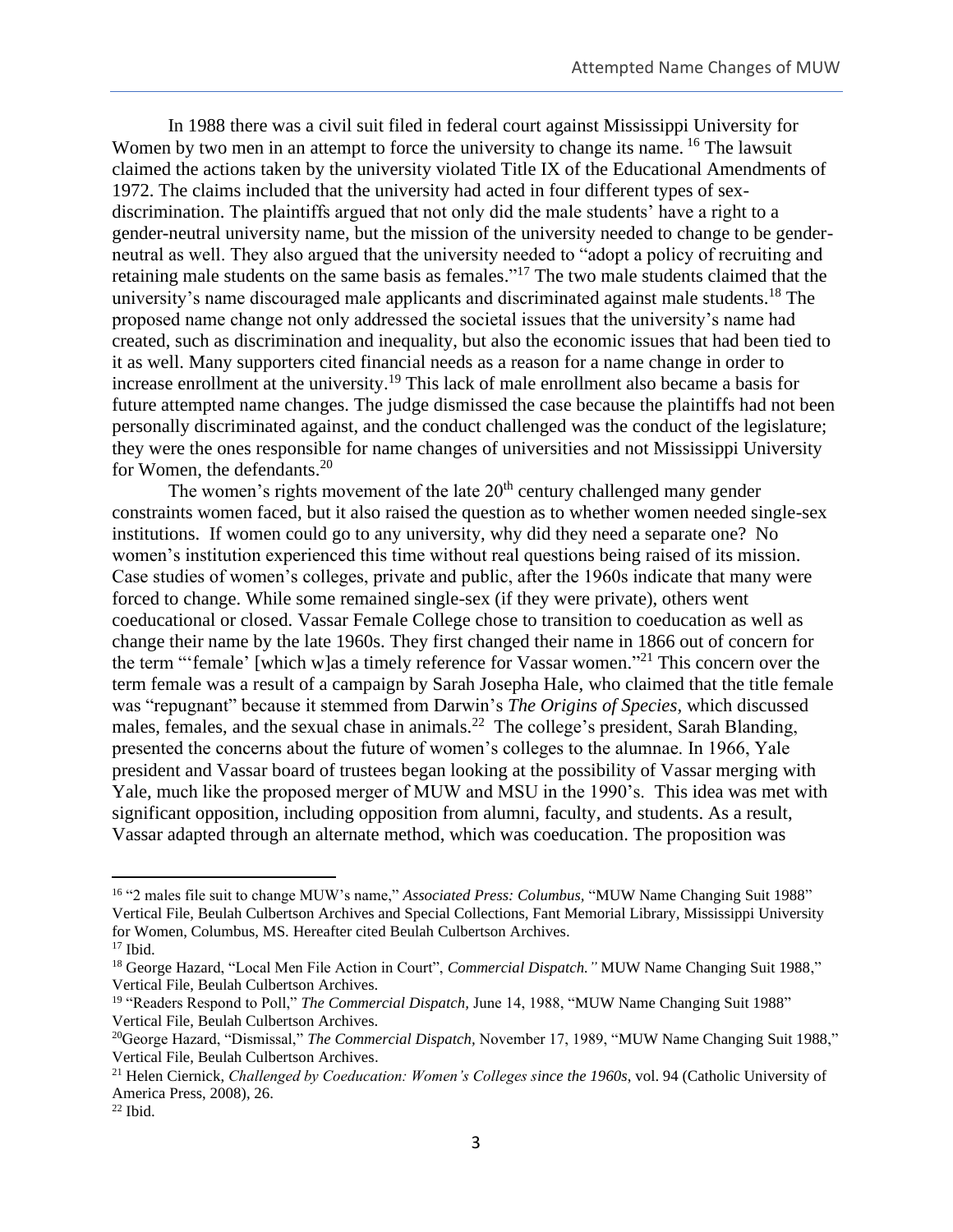In 1988 there was a civil suit filed in federal court against Mississippi University for Women by two men in an attempt to force the university to change its name. [16] The lawsuit claimed the actions taken by the university violated Title IX of the Educational Amendments of 1972. The claims included that the university had acted in four different types of sex-discrimination. The plaintiffs argued that not only did the male students' have a right to a gender-neutral university name, but the mission of the university needed to change to be gender-neutral as well. They also argued that the university needed to "adopt a policy of recruiting and retaining male students on the same basis as females."[17] The two male students claimed that the university's name discouraged male applicants and discriminated against male students.[18] The proposed name change not only addressed the societal issues that the university's name had created, such as discrimination and inequality, but also the economic issues that had been tied to it as well. Many supporters cited financial needs as a reason for a name change in order to increase enrollment at the university.[19] This lack of male enrollment also became a basis for future attempted name changes. The judge dismissed the case because the plaintiffs had not been personally discriminated against, and the conduct challenged was the conduct of the legislature; they were the ones responsible for name changes of universities and not Mississippi University for Women, the defendants.[20]

The women's rights movement of the late 20th century challenged many gender constraints women faced, but it also raised the question as to whether women needed single-sex institutions. If women could go to any university, why did they need a separate one? No women's institution experienced this time without real questions being raised of its mission. Case studies of women's colleges, private and public, after the 1960s indicate that many were forced to change. While some remained single-sex (if they were private), others went coeducational or closed. Vassar Female College chose to transition to coeducation as well as change their name by the late 1960s. They first changed their name in 1866 out of concern for the term "'female' [which w]as a timely reference for Vassar women."[21] This concern over the term female was a result of a campaign by Sarah Josepha Hale, who claimed that the title female was "repugnant" because it stemmed from Darwin's *The Origins of Species,* which discussed males, females, and the sexual chase in animals.[22] The college's president, Sarah Blanding, presented the concerns about the future of women's colleges to the alumnae. In 1966, Yale president and Vassar board of trustees began looking at the possibility of Vassar merging with Yale, much like the proposed merger of MUW and MSU in the 1990's. This idea was met with significant opposition, including opposition from alumni, faculty, and students. As a result, Vassar adapted through an alternate method, which was coeducation. The proposition was

---

[16] "2 males file suit to change MUW's name," *Associated Press: Columbus,* "MUW Name Changing Suit 1988" Vertical File, Beulah Culbertson Archives and Special Collections, Fant Memorial Library, Mississippi University for Women, Columbus, MS. Hereafter cited Beulah Culbertson Archives.

[17] Ibid.

[18] George Hazard, "Local Men File Action in Court", *Commercial Dispatch."* MUW Name Changing Suit 1988," Vertical File, Beulah Culbertson Archives.

[19] "Readers Respond to Poll," *The Commercial Dispatch,* June 14, 1988, "MUW Name Changing Suit 1988" Vertical File, Beulah Culbertson Archives.

[20] George Hazard, "Dismissal," *The Commercial Dispatch,* November 17, 1989, "MUW Name Changing Suit 1988," Vertical File, Beulah Culbertson Archives.

[21] Helen Ciernick, *Challenged by Coeducation: Women's Colleges since the 1960s,* vol. 94 (Catholic University of America Press, 2008), 26.

[22] Ibid.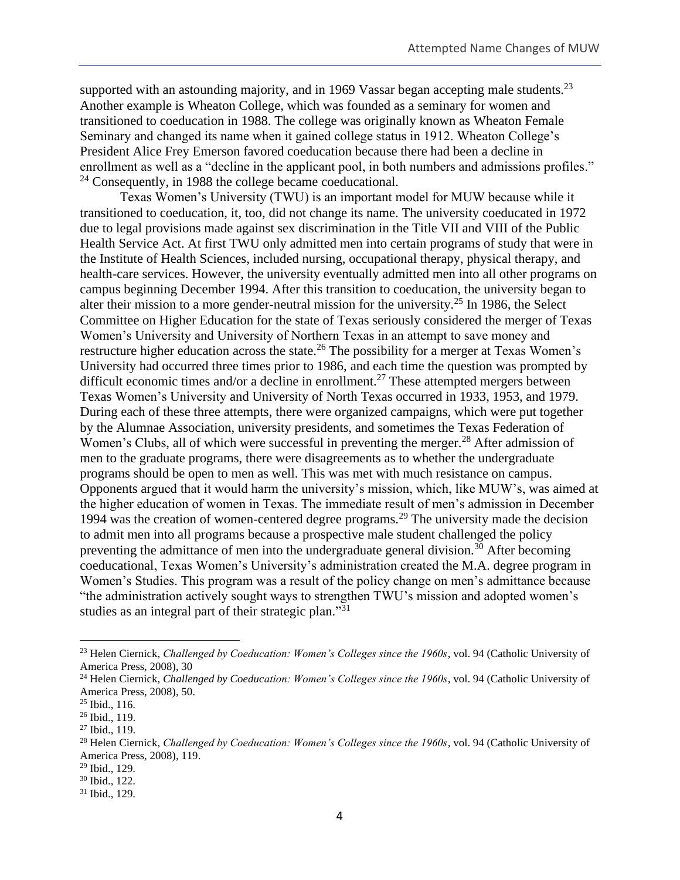supported with an astounding majority, and in 1969 Vassar began accepting male students.[23] Another example is Wheaton College, which was founded as a seminary for women and transitioned to coeducation in 1988. The college was originally known as Wheaton Female Seminary and changed its name when it gained college status in 1912. Wheaton College's President Alice Frey Emerson favored coeducation because there had been a decline in enrollment as well as a "decline in the applicant pool, in both numbers and admissions profiles." [24] Consequently, in 1988 the college became coeducational.

Texas Women's University (TWU) is an important model for MUW because while it transitioned to coeducation, it, too, did not change its name. The university coeducated in 1972 due to legal provisions made against sex discrimination in the Title VII and VIII of the Public Health Service Act. At first TWU only admitted men into certain programs of study that were in the Institute of Health Sciences, included nursing, occupational therapy, physical therapy, and health-care services. However, the university eventually admitted men into all other programs on campus beginning December 1994. After this transition to coeducation, the university began to alter their mission to a more gender-neutral mission for the university.[25] In 1986, the Select Committee on Higher Education for the state of Texas seriously considered the merger of Texas Women's University and University of Northern Texas in an attempt to save money and restructure higher education across the state.[26] The possibility for a merger at Texas Women's University had occurred three times prior to 1986, and each time the question was prompted by difficult economic times and/or a decline in enrollment.[27] These attempted mergers between Texas Women's University and University of North Texas occurred in 1933, 1953, and 1979. During each of these three attempts, there were organized campaigns, which were put together by the Alumnae Association, university presidents, and sometimes the Texas Federation of Women's Clubs, all of which were successful in preventing the merger.[28] After admission of men to the graduate programs, there were disagreements as to whether the undergraduate programs should be open to men as well. This was met with much resistance on campus. Opponents argued that it would harm the university's mission, which, like MUW's, was aimed at the higher education of women in Texas. The immediate result of men's admission in December 1994 was the creation of women-centered degree programs.[29] The university made the decision to admit men into all programs because a prospective male student challenged the policy preventing the admittance of men into the undergraduate general division.[30] After becoming coeducational, Texas Women's University's administration created the M.A. degree program in Women's Studies. This program was a result of the policy change on men's admittance because "the administration actively sought ways to strengthen TWU's mission and adopted women's studies as an integral part of their strategic plan."[31]

---

[23] Helen Ciernick, *Challenged by Coeducation: Women's Colleges since the 1960s*, vol. 94 (Catholic University of America Press, 2008), 30

[24] Helen Ciernick, *Challenged by Coeducation: Women's Colleges since the 1960s*, vol. 94 (Catholic University of America Press, 2008), 50.

[25] Ibid., 116.

[26] Ibid., 119.

[27] Ibid., 119.

[28] Helen Ciernick, *Challenged by Coeducation: Women's Colleges since the 1960s*, vol. 94 (Catholic University of America Press, 2008), 119.

[29] Ibid., 129.

[30] Ibid., 122.

[31] Ibid., 129.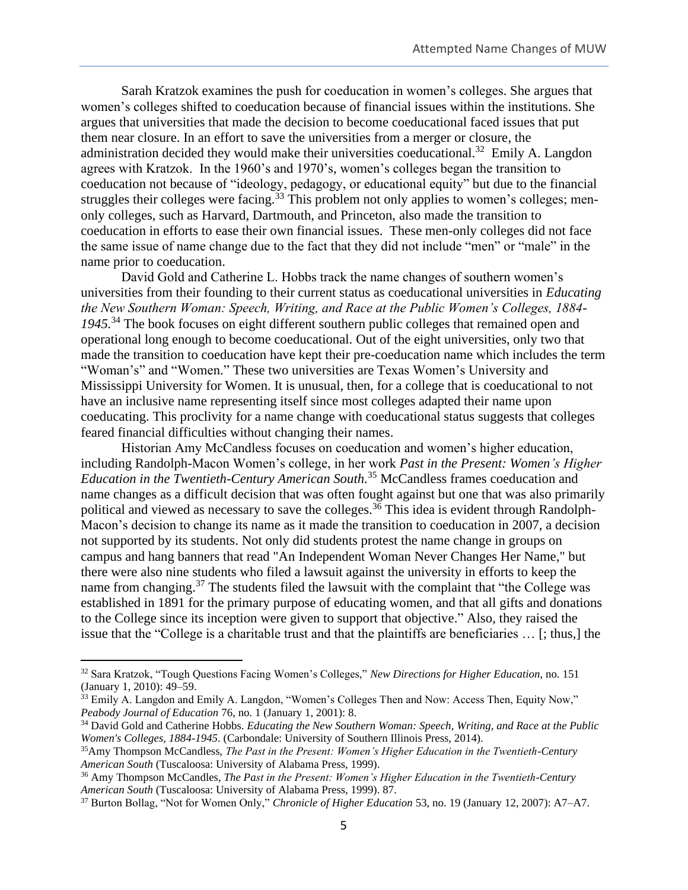Sarah Kratzok examines the push for coeducation in women's colleges. She argues that women's colleges shifted to coeducation because of financial issues within the institutions. She argues that universities that made the decision to become coeducational faced issues that put them near closure. In an effort to save the universities from a merger or closure, the administration decided they would make their universities coeducational.[32] Emily A. Langdon agrees with Kratzok. In the 1960's and 1970's, women's colleges began the transition to coeducation not because of "ideology, pedagogy, or educational equity" but due to the financial struggles their colleges were facing.[33] This problem not only applies to women's colleges; men-only colleges, such as Harvard, Dartmouth, and Princeton, also made the transition to coeducation in efforts to ease their own financial issues. These men-only colleges did not face the same issue of name change due to the fact that they did not include "men" or "male" in the name prior to coeducation.

David Gold and Catherine L. Hobbs track the name changes of southern women's universities from their founding to their current status as coeducational universities in *Educating the New Southern Woman: Speech, Writing, and Race at the Public Women's Colleges, 1884-1945*.[34] The book focuses on eight different southern public colleges that remained open and operational long enough to become coeducational. Out of the eight universities, only two that made the transition to coeducation have kept their pre-coeducation name which includes the term "Woman's" and "Women." These two universities are Texas Women's University and Mississippi University for Women. It is unusual, then, for a college that is coeducational to not have an inclusive name representing itself since most colleges adapted their name upon coeducating. This proclivity for a name change with coeducational status suggests that colleges feared financial difficulties without changing their names.

Historian Amy McCandless focuses on coeducation and women's higher education, including Randolph-Macon Women's college, in her work *Past in the Present: Women's Higher Education in the Twentieth-Century American South*.[35] McCandless frames coeducation and name changes as a difficult decision that was often fought against but one that was also primarily political and viewed as necessary to save the colleges.[36] This idea is evident through Randolph-Macon's decision to change its name as it made the transition to coeducation in 2007, a decision not supported by its students. Not only did students protest the name change in groups on campus and hang banners that read "An Independent Woman Never Changes Her Name," but there were also nine students who filed a lawsuit against the university in efforts to keep the name from changing.[37] The students filed the lawsuit with the complaint that "the College was established in 1891 for the primary purpose of educating women, and that all gifts and donations to the College since its inception were given to support that objective." Also, they raised the issue that the "College is a charitable trust and that the plaintiffs are beneficiaries … [; thus,] the

---

[32] Sara Kratzok, "Tough Questions Facing Women's Colleges," *New Directions for Higher Education*, no. 151 (January 1, 2010): 49–59.

[33] Emily A. Langdon and Emily A. Langdon, "Women's Colleges Then and Now: Access Then, Equity Now," *Peabody Journal of Education* 76, no. 1 (January 1, 2001): 8.

[34] David Gold and Catherine Hobbs. *Educating the New Southern Woman: Speech, Writing, and Race at the Public Women's Colleges, 1884-1945*. (Carbondale: University of Southern Illinois Press, 2014).

[35] Amy Thompson McCandless, *The Past in the Present: Women's Higher Education in the Twentieth-Century American South* (Tuscaloosa: University of Alabama Press, 1999).

[36] Amy Thompson McCandles, *The Past in the Present: Women's Higher Education in the Twentieth-Century American South* (Tuscaloosa: University of Alabama Press, 1999). 87.

[37] Burton Bollag, "Not for Women Only," *Chronicle of Higher Education* 53, no. 19 (January 12, 2007): A7–A7.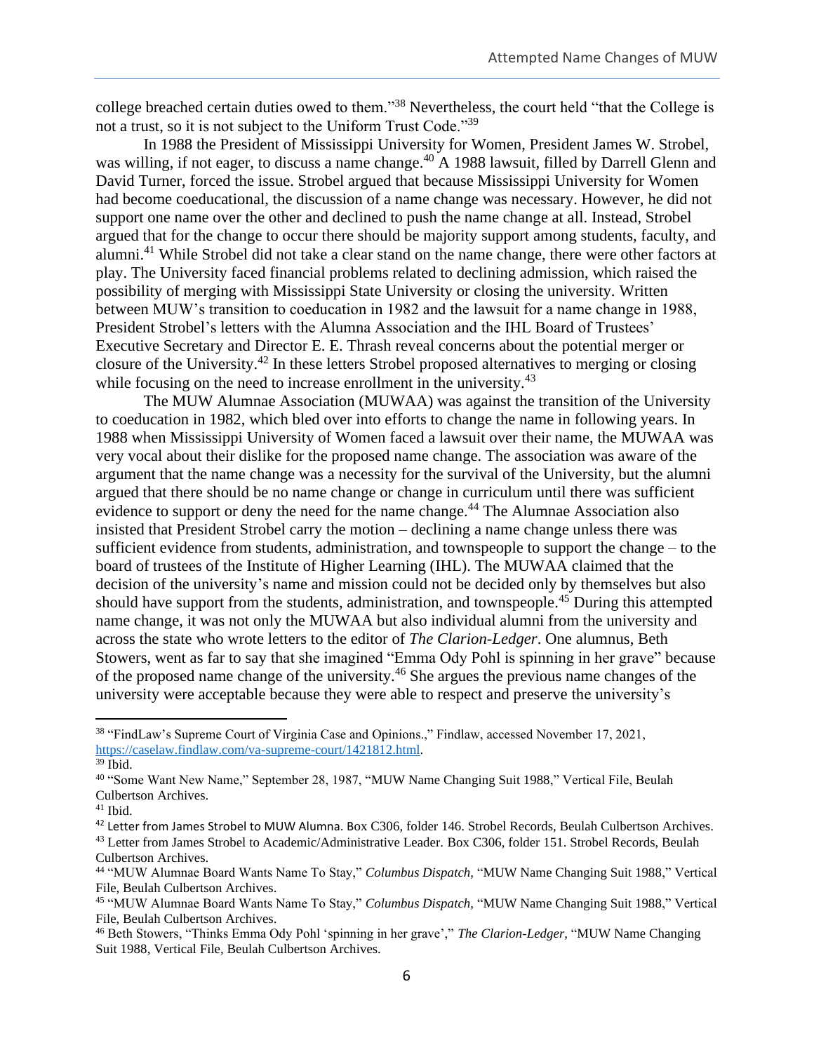college breached certain duties owed to them."[38] Nevertheless, the court held "that the College is not a trust, so it is not subject to the Uniform Trust Code."[39]

In 1988 the President of Mississippi University for Women, President James W. Strobel, was willing, if not eager, to discuss a name change.[40] A 1988 lawsuit, filled by Darrell Glenn and David Turner, forced the issue. Strobel argued that because Mississippi University for Women had become coeducational, the discussion of a name change was necessary. However, he did not support one name over the other and declined to push the name change at all. Instead, Strobel argued that for the change to occur there should be majority support among students, faculty, and alumni.[41] While Strobel did not take a clear stand on the name change, there were other factors at play. The University faced financial problems related to declining admission, which raised the possibility of merging with Mississippi State University or closing the university. Written between MUW's transition to coeducation in 1982 and the lawsuit for a name change in 1988, President Strobel's letters with the Alumna Association and the IHL Board of Trustees' Executive Secretary and Director E. E. Thrash reveal concerns about the potential merger or closure of the University.[42] In these letters Strobel proposed alternatives to merging or closing while focusing on the need to increase enrollment in the university.[43]

The MUW Alumnae Association (MUWAA) was against the transition of the University to coeducation in 1982, which bled over into efforts to change the name in following years. In 1988 when Mississippi University of Women faced a lawsuit over their name, the MUWAA was very vocal about their dislike for the proposed name change. The association was aware of the argument that the name change was a necessity for the survival of the University, but the alumni argued that there should be no name change or change in curriculum until there was sufficient evidence to support or deny the need for the name change.[44] The Alumnae Association also insisted that President Strobel carry the motion – declining a name change unless there was sufficient evidence from students, administration, and townspeople to support the change – to the board of trustees of the Institute of Higher Learning (IHL). The MUWAA claimed that the decision of the university's name and mission could not be decided only by themselves but also should have support from the students, administration, and townspeople.[45] During this attempted name change, it was not only the MUWAA but also individual alumni from the university and across the state who wrote letters to the editor of *The Clarion-Ledger*. One alumnus, Beth Stowers, went as far to say that she imagined "Emma Ody Pohl is spinning in her grave" because of the proposed name change of the university.[46] She argues the previous name changes of the university were acceptable because they were able to respect and preserve the university's

---

[38] "FindLaw's Supreme Court of Virginia Case and Opinions.," Findlaw, accessed November 17, 2021, https://caselaw.findlaw.com/va-supreme-court/1421812.html.

[39] Ibid.

[40] "Some Want New Name," September 28, 1987, "MUW Name Changing Suit 1988," Vertical File, Beulah Culbertson Archives.

[41] Ibid.

[42] Letter from James Strobel to MUW Alumna. Box C306, folder 146. Strobel Records, Beulah Culbertson Archives.

[43] Letter from James Strobel to Academic/Administrative Leader. Box C306, folder 151. Strobel Records, Beulah Culbertson Archives.

[44] "MUW Alumnae Board Wants Name To Stay," *Columbus Dispatch*, "MUW Name Changing Suit 1988," Vertical File, Beulah Culbertson Archives.

[45] "MUW Alumnae Board Wants Name To Stay," *Columbus Dispatch*, "MUW Name Changing Suit 1988," Vertical File, Beulah Culbertson Archives.

[46] Beth Stowers, "Thinks Emma Ody Pohl 'spinning in her grave'," *The Clarion-Ledger*, "MUW Name Changing Suit 1988, Vertical File, Beulah Culbertson Archives.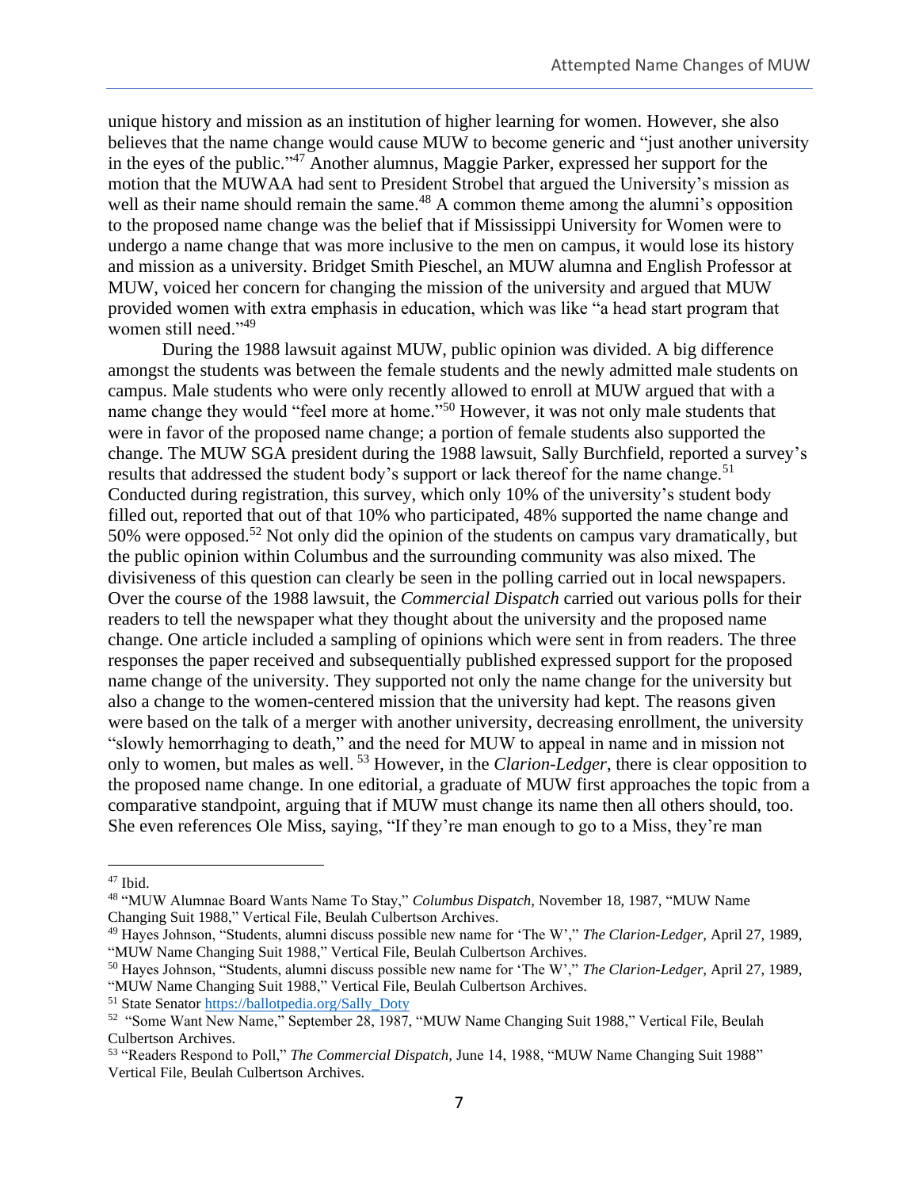unique history and mission as an institution of higher learning for women. However, she also believes that the name change would cause MUW to become generic and "just another university in the eyes of the public."[47] Another alumnus, Maggie Parker, expressed her support for the motion that the MUWAA had sent to President Strobel that argued the University's mission as well as their name should remain the same.[48] A common theme among the alumni's opposition to the proposed name change was the belief that if Mississippi University for Women were to undergo a name change that was more inclusive to the men on campus, it would lose its history and mission as a university. Bridget Smith Pieschel, an MUW alumna and English Professor at MUW, voiced her concern for changing the mission of the university and argued that MUW provided women with extra emphasis in education, which was like "a head start program that women still need."[49]

During the 1988 lawsuit against MUW, public opinion was divided. A big difference amongst the students was between the female students and the newly admitted male students on campus. Male students who were only recently allowed to enroll at MUW argued that with a name change they would "feel more at home."[50] However, it was not only male students that were in favor of the proposed name change; a portion of female students also supported the change. The MUW SGA president during the 1988 lawsuit, Sally Burchfield, reported a survey's results that addressed the student body's support or lack thereof for the name change.[51] Conducted during registration, this survey, which only 10% of the university's student body filled out, reported that out of that 10% who participated, 48% supported the name change and 50% were opposed.[52] Not only did the opinion of the students on campus vary dramatically, but the public opinion within Columbus and the surrounding community was also mixed. The divisiveness of this question can clearly be seen in the polling carried out in local newspapers. Over the course of the 1988 lawsuit, the *Commercial Dispatch* carried out various polls for their readers to tell the newspaper what they thought about the university and the proposed name change. One article included a sampling of opinions which were sent in from readers. The three responses the paper received and subsequentially published expressed support for the proposed name change of the university. They supported not only the name change for the university but also a change to the women-centered mission that the university had kept. The reasons given were based on the talk of a merger with another university, decreasing enrollment, the university "slowly hemorrhaging to death," and the need for MUW to appeal in name and in mission not only to women, but males as well.[53] However, in the *Clarion-Ledger*, there is clear opposition to the proposed name change. In one editorial, a graduate of MUW first approaches the topic from a comparative standpoint, arguing that if MUW must change its name then all others should, too. She even references Ole Miss, saying, "If they're man enough to go to a Miss, they're man

---

[47] Ibid.

[48] "MUW Alumnae Board Wants Name To Stay," *Columbus Dispatch,* November 18, 1987, "MUW Name Changing Suit 1988," Vertical File, Beulah Culbertson Archives.

[49] Hayes Johnson, "Students, alumni discuss possible new name for 'The W'," *The Clarion-Ledger,* April 27, 1989, "MUW Name Changing Suit 1988," Vertical File, Beulah Culbertson Archives.

[50] Hayes Johnson, "Students, alumni discuss possible new name for 'The W'," *The Clarion-Ledger,* April 27, 1989, "MUW Name Changing Suit 1988," Vertical File, Beulah Culbertson Archives.

[51] State Senator https://ballotpedia.org/Sally_Doty

[52] "Some Want New Name," September 28, 1987, "MUW Name Changing Suit 1988," Vertical File, Beulah Culbertson Archives.

[53] "Readers Respond to Poll," *The Commercial Dispatch,* June 14, 1988, "MUW Name Changing Suit 1988" Vertical File, Beulah Culbertson Archives.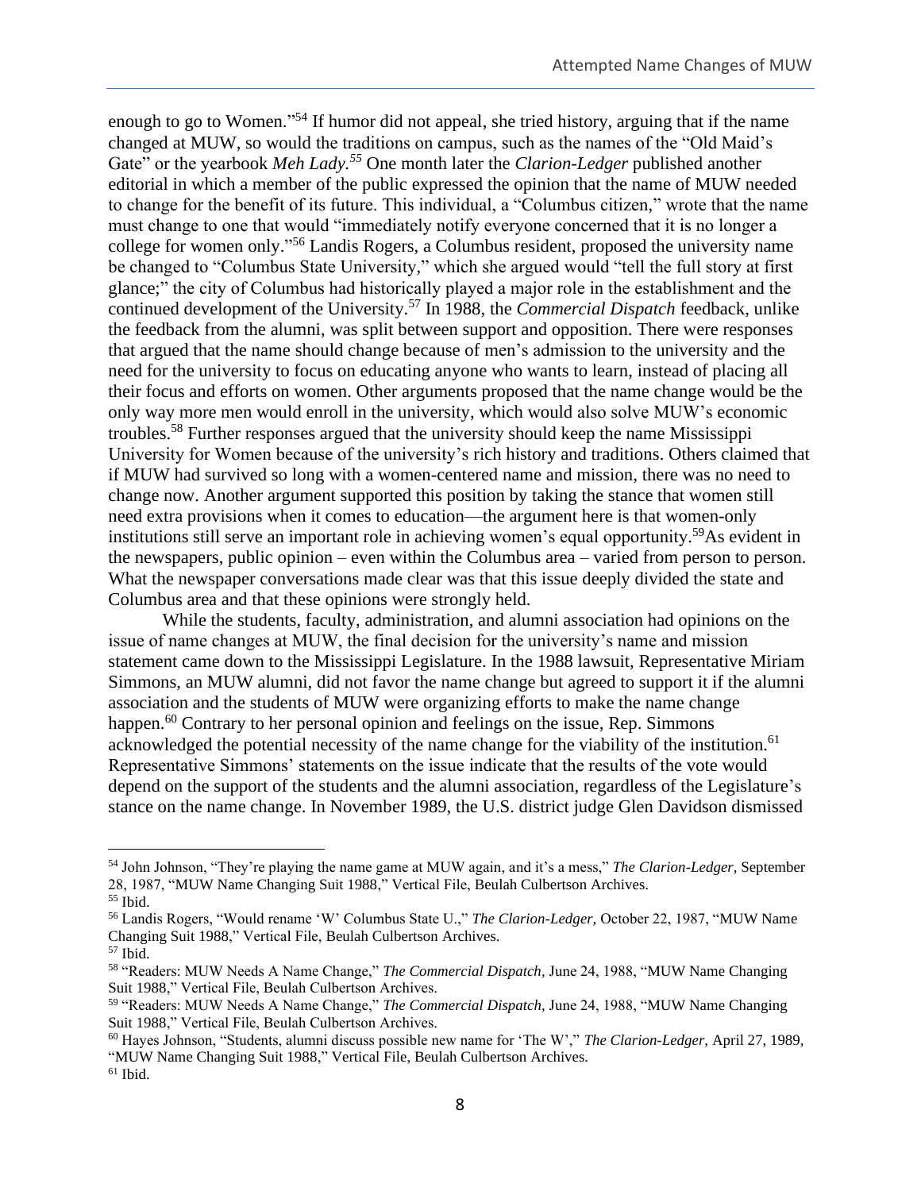enough to go to Women."[54] If humor did not appeal, she tried history, arguing that if the name changed at MUW, so would the traditions on campus, such as the names of the "Old Maid's Gate" or the yearbook *Meh Lady.*[55] One month later the *Clarion-Ledger* published another editorial in which a member of the public expressed the opinion that the name of MUW needed to change for the benefit of its future. This individual, a "Columbus citizen," wrote that the name must change to one that would "immediately notify everyone concerned that it is no longer a college for women only."[56] Landis Rogers, a Columbus resident, proposed the university name be changed to "Columbus State University," which she argued would "tell the full story at first glance;" the city of Columbus had historically played a major role in the establishment and the continued development of the University.[57] In 1988, the *Commercial Dispatch* feedback, unlike the feedback from the alumni, was split between support and opposition. There were responses that argued that the name should change because of men's admission to the university and the need for the university to focus on educating anyone who wants to learn, instead of placing all their focus and efforts on women. Other arguments proposed that the name change would be the only way more men would enroll in the university, which would also solve MUW's economic troubles.[58] Further responses argued that the university should keep the name Mississippi University for Women because of the university's rich history and traditions. Others claimed that if MUW had survived so long with a women-centered name and mission, there was no need to change now. Another argument supported this position by taking the stance that women still need extra provisions when it comes to education—the argument here is that women-only institutions still serve an important role in achieving women's equal opportunity.[59]As evident in the newspapers, public opinion – even within the Columbus area – varied from person to person. What the newspaper conversations made clear was that this issue deeply divided the state and Columbus area and that these opinions were strongly held.

While the students, faculty, administration, and alumni association had opinions on the issue of name changes at MUW, the final decision for the university's name and mission statement came down to the Mississippi Legislature. In the 1988 lawsuit, Representative Miriam Simmons, an MUW alumni, did not favor the name change but agreed to support it if the alumni association and the students of MUW were organizing efforts to make the name change happen.[60] Contrary to her personal opinion and feelings on the issue, Rep. Simmons acknowledged the potential necessity of the name change for the viability of the institution.[61] Representative Simmons' statements on the issue indicate that the results of the vote would depend on the support of the students and the alumni association, regardless of the Legislature's stance on the name change. In November 1989, the U.S. district judge Glen Davidson dismissed

---

[54] John Johnson, "They're playing the name game at MUW again, and it's a mess," *The Clarion-Ledger,* September 28, 1987, "MUW Name Changing Suit 1988," Vertical File, Beulah Culbertson Archives.

[55] Ibid.

[56] Landis Rogers, "Would rename 'W' Columbus State U.," *The Clarion-Ledger,* October 22, 1987, "MUW Name Changing Suit 1988," Vertical File, Beulah Culbertson Archives.

[57] Ibid.

[58] "Readers: MUW Needs A Name Change," *The Commercial Dispatch,* June 24, 1988, "MUW Name Changing Suit 1988," Vertical File, Beulah Culbertson Archives.

[59] "Readers: MUW Needs A Name Change," *The Commercial Dispatch,* June 24, 1988, "MUW Name Changing Suit 1988," Vertical File, Beulah Culbertson Archives.

[60] Hayes Johnson, "Students, alumni discuss possible new name for 'The W'," *The Clarion-Ledger,* April 27, 1989, "MUW Name Changing Suit 1988," Vertical File, Beulah Culbertson Archives.

[61] Ibid.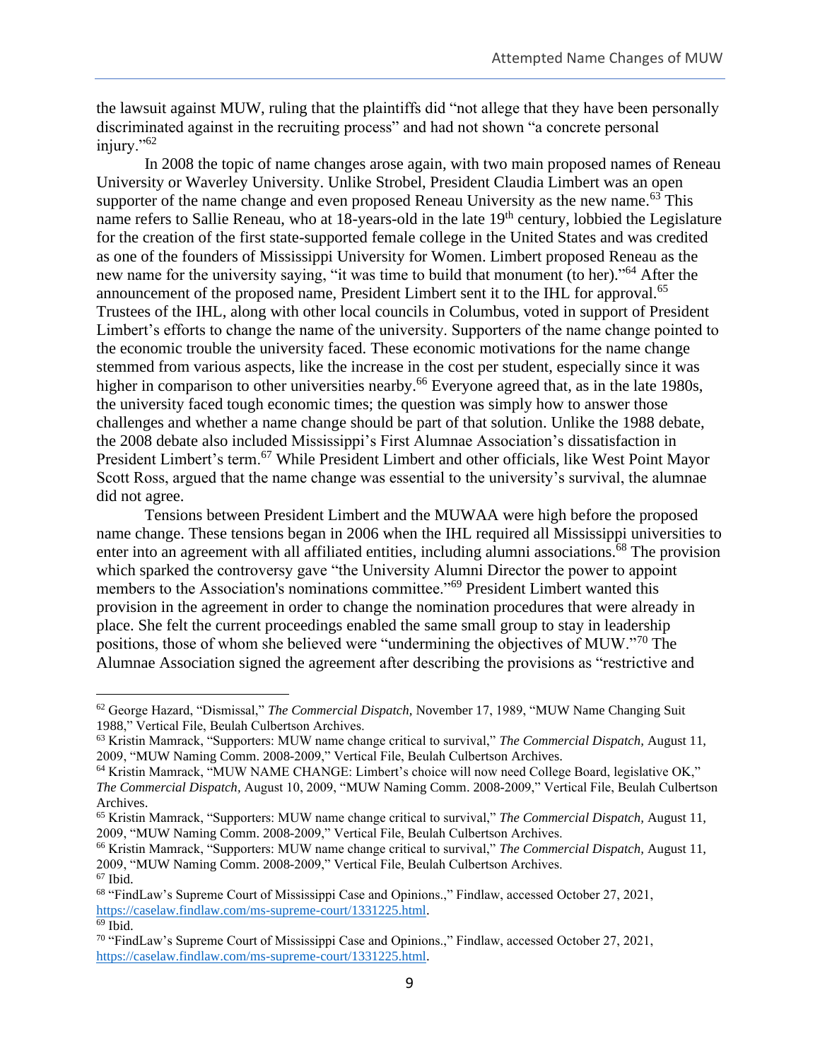the lawsuit against MUW, ruling that the plaintiffs did "not allege that they have been personally discriminated against in the recruiting process" and had not shown "a concrete personal injury."[62]

In 2008 the topic of name changes arose again, with two main proposed names of Reneau University or Waverley University. Unlike Strobel, President Claudia Limbert was an open supporter of the name change and even proposed Reneau University as the new name.[63] This name refers to Sallie Reneau, who at 18-years-old in the late 19th century, lobbied the Legislature for the creation of the first state-supported female college in the United States and was credited as one of the founders of Mississippi University for Women. Limbert proposed Reneau as the new name for the university saying, "it was time to build that monument (to her)."[64] After the announcement of the proposed name, President Limbert sent it to the IHL for approval.[65] Trustees of the IHL, along with other local councils in Columbus, voted in support of President Limbert's efforts to change the name of the university. Supporters of the name change pointed to the economic trouble the university faced. These economic motivations for the name change stemmed from various aspects, like the increase in the cost per student, especially since it was higher in comparison to other universities nearby.[66] Everyone agreed that, as in the late 1980s, the university faced tough economic times; the question was simply how to answer those challenges and whether a name change should be part of that solution. Unlike the 1988 debate, the 2008 debate also included Mississippi's First Alumnae Association's dissatisfaction in President Limbert's term.[67] While President Limbert and other officials, like West Point Mayor Scott Ross, argued that the name change was essential to the university's survival, the alumnae did not agree.

Tensions between President Limbert and the MUWAA were high before the proposed name change. These tensions began in 2006 when the IHL required all Mississippi universities to enter into an agreement with all affiliated entities, including alumni associations.[68] The provision which sparked the controversy gave "the University Alumni Director the power to appoint members to the Association's nominations committee."[69] President Limbert wanted this provision in the agreement in order to change the nomination procedures that were already in place. She felt the current proceedings enabled the same small group to stay in leadership positions, those of whom she believed were "undermining the objectives of MUW."[70] The Alumnae Association signed the agreement after describing the provisions as "restrictive and

---

[62] George Hazard, "Dismissal," *The Commercial Dispatch,* November 17, 1989, "MUW Name Changing Suit 1988," Vertical File, Beulah Culbertson Archives.

[63] Kristin Mamrack, "Supporters: MUW name change critical to survival," *The Commercial Dispatch,* August 11, 2009, "MUW Naming Comm. 2008-2009," Vertical File, Beulah Culbertson Archives.

[64] Kristin Mamrack, "MUW NAME CHANGE: Limbert's choice will now need College Board, legislative OK," *The Commercial Dispatch,* August 10, 2009, "MUW Naming Comm. 2008-2009," Vertical File, Beulah Culbertson Archives.

[65] Kristin Mamrack, "Supporters: MUW name change critical to survival," *The Commercial Dispatch,* August 11, 2009, "MUW Naming Comm. 2008-2009," Vertical File, Beulah Culbertson Archives.

[66] Kristin Mamrack, "Supporters: MUW name change critical to survival," *The Commercial Dispatch,* August 11, 2009, "MUW Naming Comm. 2008-2009," Vertical File, Beulah Culbertson Archives.

[67] Ibid.

[68] "FindLaw's Supreme Court of Mississippi Case and Opinions.," Findlaw, accessed October 27, 2021, https://caselaw.findlaw.com/ms-supreme-court/1331225.html.

[69] Ibid.

[70] "FindLaw's Supreme Court of Mississippi Case and Opinions.," Findlaw, accessed October 27, 2021, https://caselaw.findlaw.com/ms-supreme-court/1331225.html.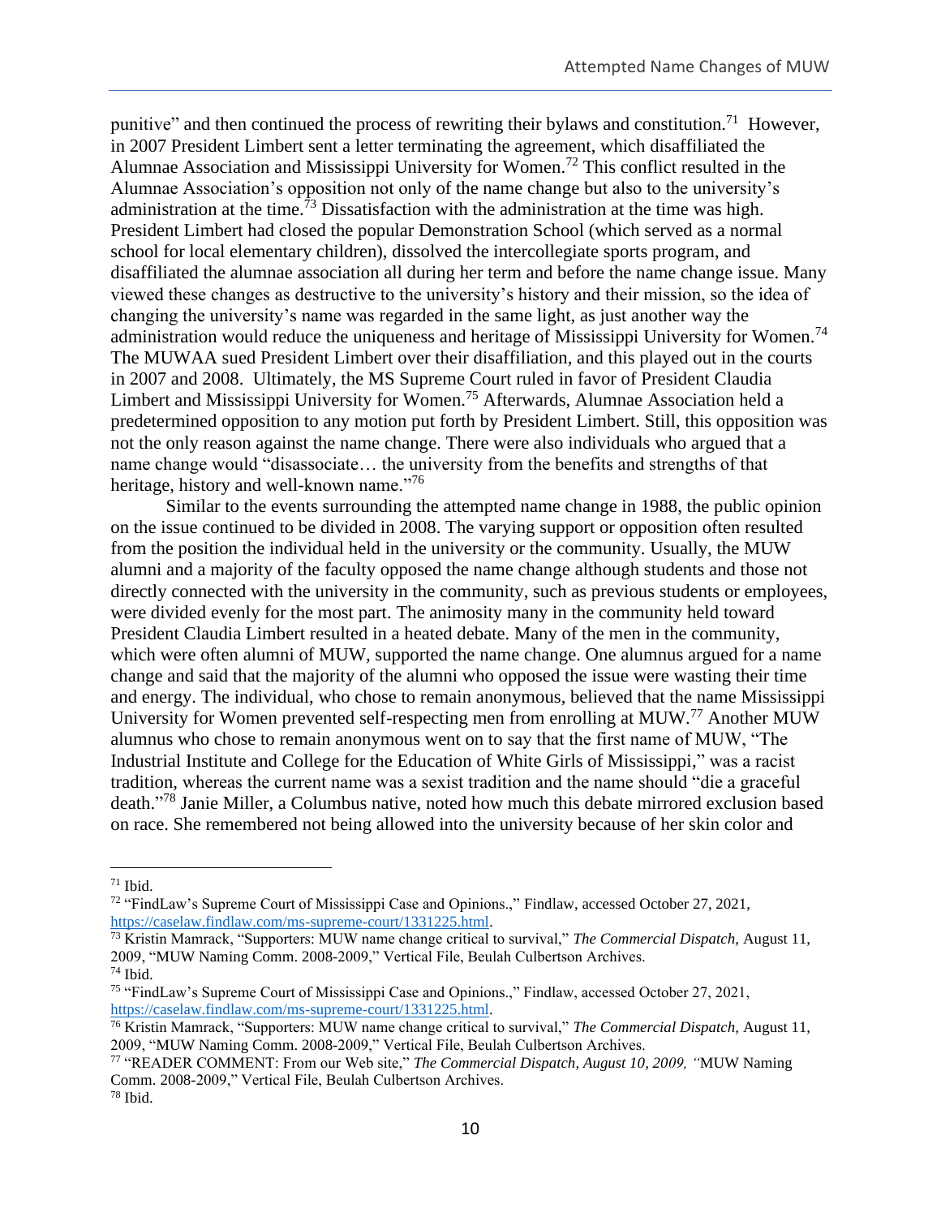punitive" and then continued the process of rewriting their bylaws and constitution.[71] However, in 2007 President Limbert sent a letter terminating the agreement, which disaffiliated the Alumnae Association and Mississippi University for Women.[72] This conflict resulted in the Alumnae Association's opposition not only of the name change but also to the university's administration at the time.[73] Dissatisfaction with the administration at the time was high. President Limbert had closed the popular Demonstration School (which served as a normal school for local elementary children), dissolved the intercollegiate sports program, and disaffiliated the alumnae association all during her term and before the name change issue. Many viewed these changes as destructive to the university's history and their mission, so the idea of changing the university's name was regarded in the same light, as just another way the administration would reduce the uniqueness and heritage of Mississippi University for Women.[74] The MUWAA sued President Limbert over their disaffiliation, and this played out in the courts in 2007 and 2008. Ultimately, the MS Supreme Court ruled in favor of President Claudia Limbert and Mississippi University for Women.[75] Afterwards, Alumnae Association held a predetermined opposition to any motion put forth by President Limbert. Still, this opposition was not the only reason against the name change. There were also individuals who argued that a name change would "disassociate… the university from the benefits and strengths of that heritage, history and well-known name."[76]

Similar to the events surrounding the attempted name change in 1988, the public opinion on the issue continued to be divided in 2008. The varying support or opposition often resulted from the position the individual held in the university or the community. Usually, the MUW alumni and a majority of the faculty opposed the name change although students and those not directly connected with the university in the community, such as previous students or employees, were divided evenly for the most part. The animosity many in the community held toward President Claudia Limbert resulted in a heated debate. Many of the men in the community, which were often alumni of MUW, supported the name change. One alumnus argued for a name change and said that the majority of the alumni who opposed the issue were wasting their time and energy. The individual, who chose to remain anonymous, believed that the name Mississippi University for Women prevented self-respecting men from enrolling at MUW.[77] Another MUW alumnus who chose to remain anonymous went on to say that the first name of MUW, "The Industrial Institute and College for the Education of White Girls of Mississippi," was a racist tradition, whereas the current name was a sexist tradition and the name should "die a graceful death."[78] Janie Miller, a Columbus native, noted how much this debate mirrored exclusion based on race. She remembered not being allowed into the university because of her skin color and

---

[71] Ibid.

[72] "FindLaw's Supreme Court of Mississippi Case and Opinions.," Findlaw, accessed October 27, 2021, https://caselaw.findlaw.com/ms-supreme-court/1331225.html.

[73] Kristin Mamrack, "Supporters: MUW name change critical to survival," *The Commercial Dispatch*, August 11, 2009, "MUW Naming Comm. 2008-2009," Vertical File, Beulah Culbertson Archives.

[74] Ibid.

[75] "FindLaw's Supreme Court of Mississippi Case and Opinions.," Findlaw, accessed October 27, 2021, https://caselaw.findlaw.com/ms-supreme-court/1331225.html.

[76] Kristin Mamrack, "Supporters: MUW name change critical to survival," *The Commercial Dispatch*, August 11, 2009, "MUW Naming Comm. 2008-2009," Vertical File, Beulah Culbertson Archives.

[77] "READER COMMENT: From our Web site," *The Commercial Dispatch, August 10, 2009, "*MUW Naming Comm. 2008-2009," Vertical File, Beulah Culbertson Archives.

[78] Ibid.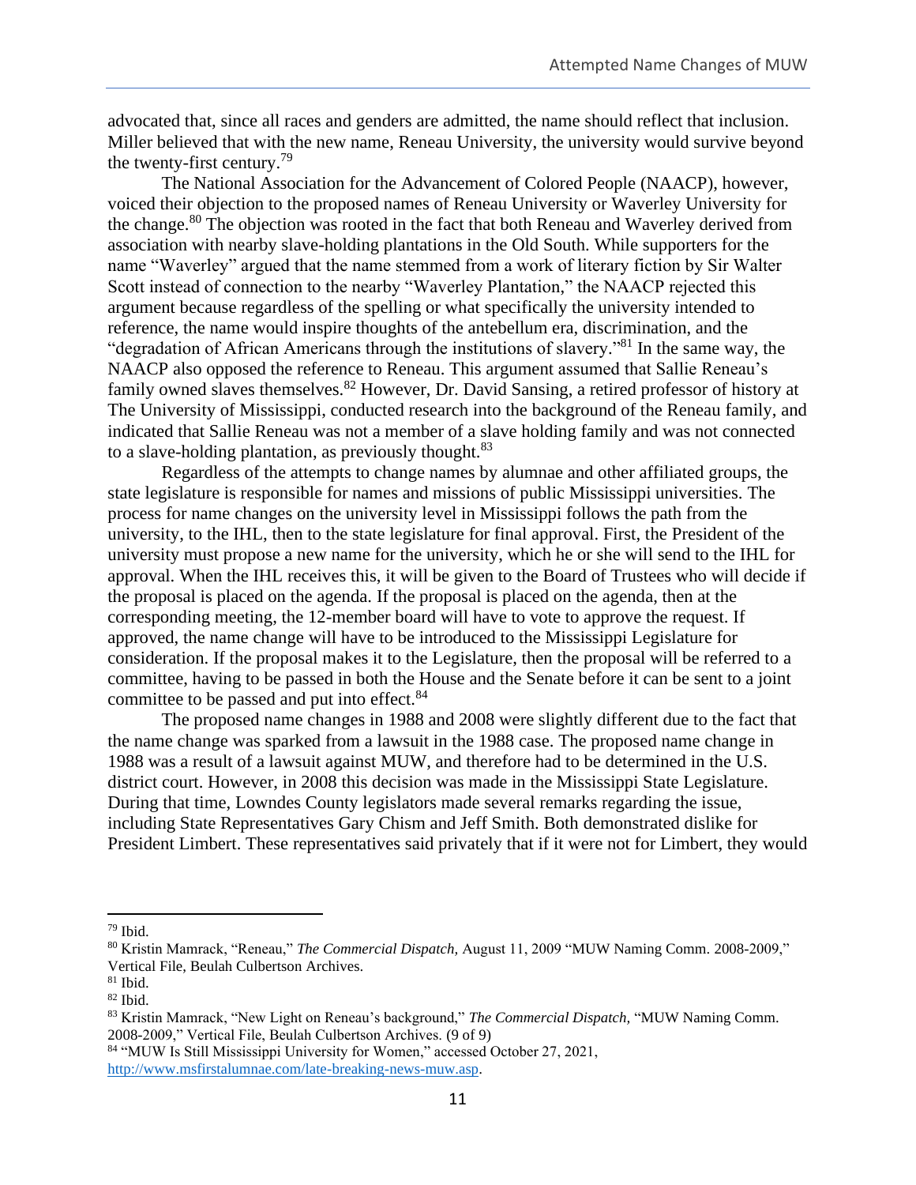advocated that, since all races and genders are admitted, the name should reflect that inclusion. Miller believed that with the new name, Reneau University, the university would survive beyond the twenty-first century.[79]

The National Association for the Advancement of Colored People (NAACP), however, voiced their objection to the proposed names of Reneau University or Waverley University for the change.[80] The objection was rooted in the fact that both Reneau and Waverley derived from association with nearby slave-holding plantations in the Old South. While supporters for the name "Waverley" argued that the name stemmed from a work of literary fiction by Sir Walter Scott instead of connection to the nearby "Waverley Plantation," the NAACP rejected this argument because regardless of the spelling or what specifically the university intended to reference, the name would inspire thoughts of the antebellum era, discrimination, and the "degradation of African Americans through the institutions of slavery."[81] In the same way, the NAACP also opposed the reference to Reneau. This argument assumed that Sallie Reneau's family owned slaves themselves.[82] However, Dr. David Sansing, a retired professor of history at The University of Mississippi, conducted research into the background of the Reneau family, and indicated that Sallie Reneau was not a member of a slave holding family and was not connected to a slave-holding plantation, as previously thought.[83]

Regardless of the attempts to change names by alumnae and other affiliated groups, the state legislature is responsible for names and missions of public Mississippi universities. The process for name changes on the university level in Mississippi follows the path from the university, to the IHL, then to the state legislature for final approval. First, the President of the university must propose a new name for the university, which he or she will send to the IHL for approval. When the IHL receives this, it will be given to the Board of Trustees who will decide if the proposal is placed on the agenda. If the proposal is placed on the agenda, then at the corresponding meeting, the 12-member board will have to vote to approve the request. If approved, the name change will have to be introduced to the Mississippi Legislature for consideration. If the proposal makes it to the Legislature, then the proposal will be referred to a committee, having to be passed in both the House and the Senate before it can be sent to a joint committee to be passed and put into effect.[84]

The proposed name changes in 1988 and 2008 were slightly different due to the fact that the name change was sparked from a lawsuit in the 1988 case. The proposed name change in 1988 was a result of a lawsuit against MUW, and therefore had to be determined in the U.S. district court. However, in 2008 this decision was made in the Mississippi State Legislature. During that time, Lowndes County legislators made several remarks regarding the issue, including State Representatives Gary Chism and Jeff Smith. Both demonstrated dislike for President Limbert. These representatives said privately that if it were not for Limbert, they would

---

[79] Ibid.

[80] Kristin Mamrack, "Reneau," *The Commercial Dispatch,* August 11, 2009 "MUW Naming Comm. 2008-2009," Vertical File, Beulah Culbertson Archives.

[81] Ibid.

[82] Ibid.

[83] Kristin Mamrack, "New Light on Reneau's background," *The Commercial Dispatch,* "MUW Naming Comm. 2008-2009," Vertical File, Beulah Culbertson Archives. (9 of 9)

[84] "MUW Is Still Mississippi University for Women," accessed October 27, 2021, http://www.msfirstalumnae.com/late-breaking-news-muw.asp.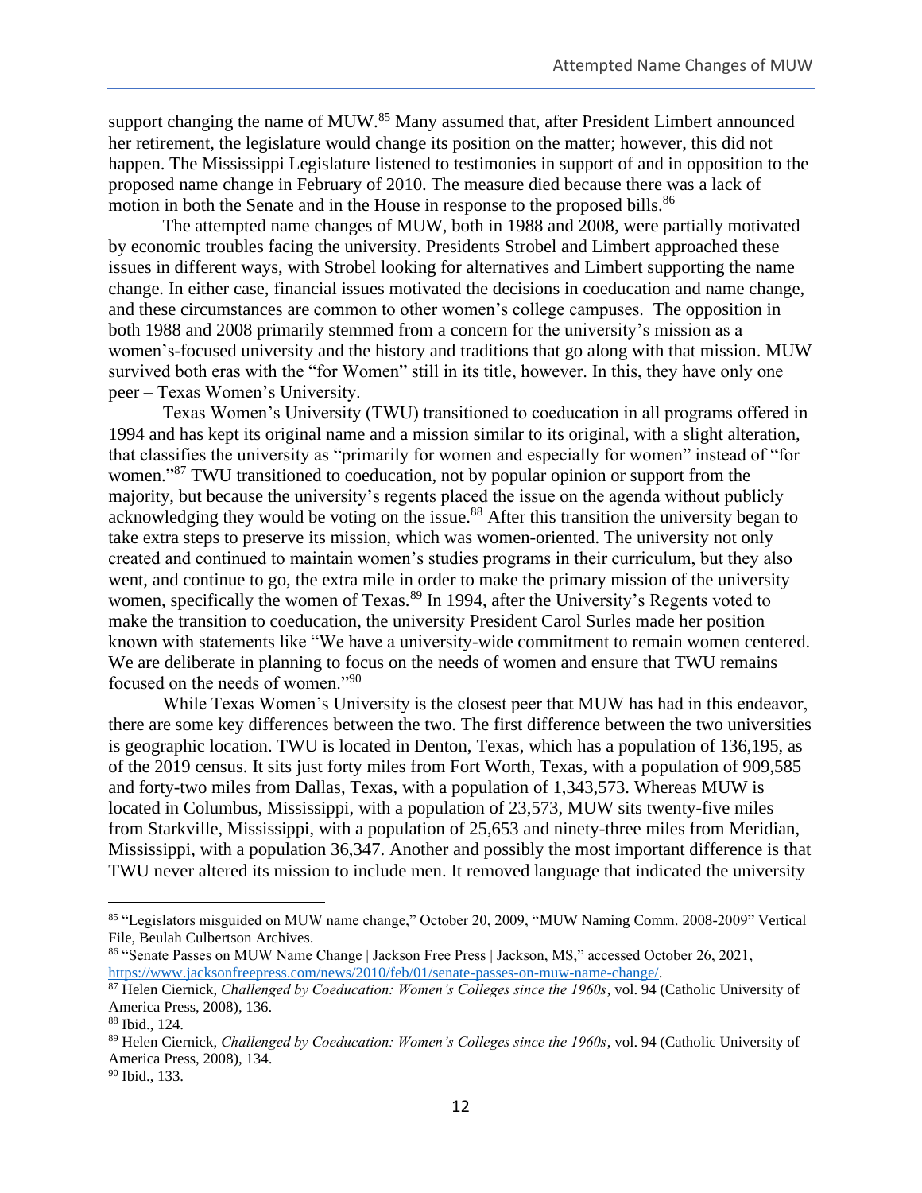support changing the name of MUW.[85] Many assumed that, after President Limbert announced her retirement, the legislature would change its position on the matter; however, this did not happen. The Mississippi Legislature listened to testimonies in support of and in opposition to the proposed name change in February of 2010. The measure died because there was a lack of motion in both the Senate and in the House in response to the proposed bills.[86]

The attempted name changes of MUW, both in 1988 and 2008, were partially motivated by economic troubles facing the university. Presidents Strobel and Limbert approached these issues in different ways, with Strobel looking for alternatives and Limbert supporting the name change. In either case, financial issues motivated the decisions in coeducation and name change, and these circumstances are common to other women's college campuses. The opposition in both 1988 and 2008 primarily stemmed from a concern for the university's mission as a women's-focused university and the history and traditions that go along with that mission. MUW survived both eras with the "for Women" still in its title, however. In this, they have only one peer – Texas Women's University.

Texas Women's University (TWU) transitioned to coeducation in all programs offered in 1994 and has kept its original name and a mission similar to its original, with a slight alteration, that classifies the university as "primarily for women and especially for women" instead of "for women."[87] TWU transitioned to coeducation, not by popular opinion or support from the majority, but because the university's regents placed the issue on the agenda without publicly acknowledging they would be voting on the issue.[88] After this transition the university began to take extra steps to preserve its mission, which was women-oriented. The university not only created and continued to maintain women's studies programs in their curriculum, but they also went, and continue to go, the extra mile in order to make the primary mission of the university women, specifically the women of Texas.[89] In 1994, after the University's Regents voted to make the transition to coeducation, the university President Carol Surles made her position known with statements like "We have a university-wide commitment to remain women centered. We are deliberate in planning to focus on the needs of women and ensure that TWU remains focused on the needs of women."[90]

While Texas Women's University is the closest peer that MUW has had in this endeavor, there are some key differences between the two. The first difference between the two universities is geographic location. TWU is located in Denton, Texas, which has a population of 136,195, as of the 2019 census. It sits just forty miles from Fort Worth, Texas, with a population of 909,585 and forty-two miles from Dallas, Texas, with a population of 1,343,573. Whereas MUW is located in Columbus, Mississippi, with a population of 23,573, MUW sits twenty-five miles from Starkville, Mississippi, with a population of 25,653 and ninety-three miles from Meridian, Mississippi, with a population 36,347. Another and possibly the most important difference is that TWU never altered its mission to include men. It removed language that indicated the university

---

[85] "Legislators misguided on MUW name change," October 20, 2009, "MUW Naming Comm. 2008-2009" Vertical File, Beulah Culbertson Archives.

[86] "Senate Passes on MUW Name Change | Jackson Free Press | Jackson, MS," accessed October 26, 2021, https://www.jacksonfreepress.com/news/2010/feb/01/senate-passes-on-muw-name-change/.

[87] Helen Ciernick, *Challenged by Coeducation: Women's Colleges since the 1960s*, vol. 94 (Catholic University of America Press, 2008), 136.

[88] Ibid., 124.

[89] Helen Ciernick, *Challenged by Coeducation: Women's Colleges since the 1960s*, vol. 94 (Catholic University of America Press, 2008), 134.

[90] Ibid., 133.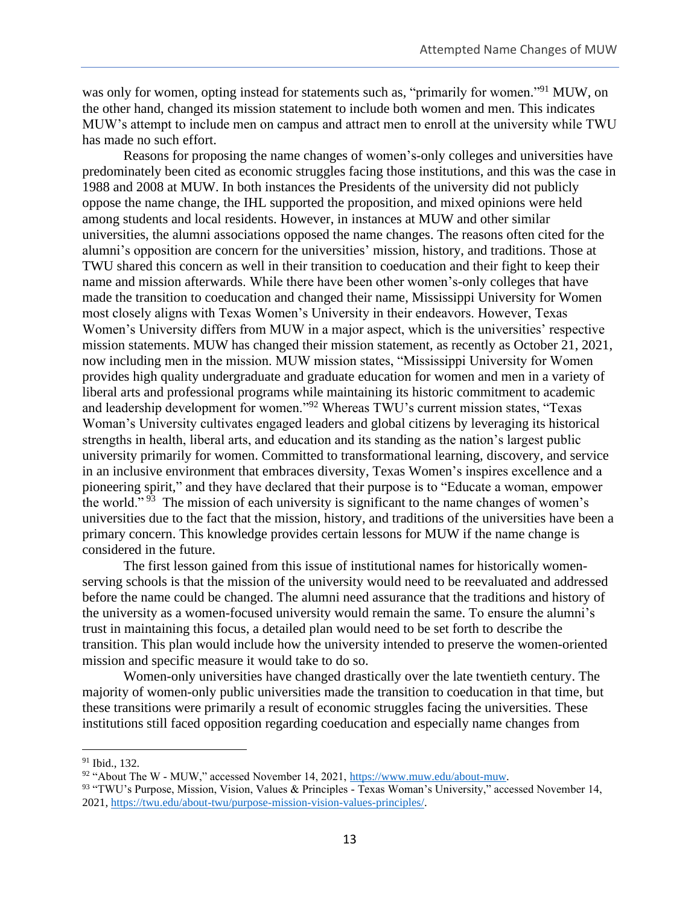was only for women, opting instead for statements such as, "primarily for women."[91] MUW, on the other hand, changed its mission statement to include both women and men. This indicates MUW's attempt to include men on campus and attract men to enroll at the university while TWU has made no such effort.

Reasons for proposing the name changes of women's-only colleges and universities have predominately been cited as economic struggles facing those institutions, and this was the case in 1988 and 2008 at MUW. In both instances the Presidents of the university did not publicly oppose the name change, the IHL supported the proposition, and mixed opinions were held among students and local residents. However, in instances at MUW and other similar universities, the alumni associations opposed the name changes. The reasons often cited for the alumni's opposition are concern for the universities' mission, history, and traditions. Those at TWU shared this concern as well in their transition to coeducation and their fight to keep their name and mission afterwards. While there have been other women's-only colleges that have made the transition to coeducation and changed their name, Mississippi University for Women most closely aligns with Texas Women's University in their endeavors. However, Texas Women's University differs from MUW in a major aspect, which is the universities' respective mission statements. MUW has changed their mission statement, as recently as October 21, 2021, now including men in the mission. MUW mission states, "Mississippi University for Women provides high quality undergraduate and graduate education for women and men in a variety of liberal arts and professional programs while maintaining its historic commitment to academic and leadership development for women."[92] Whereas TWU's current mission states, "Texas Woman's University cultivates engaged leaders and global citizens by leveraging its historical strengths in health, liberal arts, and education and its standing as the nation's largest public university primarily for women. Committed to transformational learning, discovery, and service in an inclusive environment that embraces diversity, Texas Women's inspires excellence and a pioneering spirit," and they have declared that their purpose is to "Educate a woman, empower the world."[93] The mission of each university is significant to the name changes of women's universities due to the fact that the mission, history, and traditions of the universities have been a primary concern. This knowledge provides certain lessons for MUW if the name change is considered in the future.

The first lesson gained from this issue of institutional names for historically women-serving schools is that the mission of the university would need to be reevaluated and addressed before the name could be changed. The alumni need assurance that the traditions and history of the university as a women-focused university would remain the same. To ensure the alumni's trust in maintaining this focus, a detailed plan would need to be set forth to describe the transition. This plan would include how the university intended to preserve the women-oriented mission and specific measure it would take to do so.

Women-only universities have changed drastically over the late twentieth century. The majority of women-only public universities made the transition to coeducation in that time, but these transitions were primarily a result of economic struggles facing the universities. These institutions still faced opposition regarding coeducation and especially name changes from

---

[91] Ibid., 132.

[92] "About The W - MUW," accessed November 14, 2021, https://www.muw.edu/about-muw.

[93] "TWU's Purpose, Mission, Vision, Values & Principles - Texas Woman's University," accessed November 14, 2021, https://twu.edu/about-twu/purpose-mission-vision-values-principles/.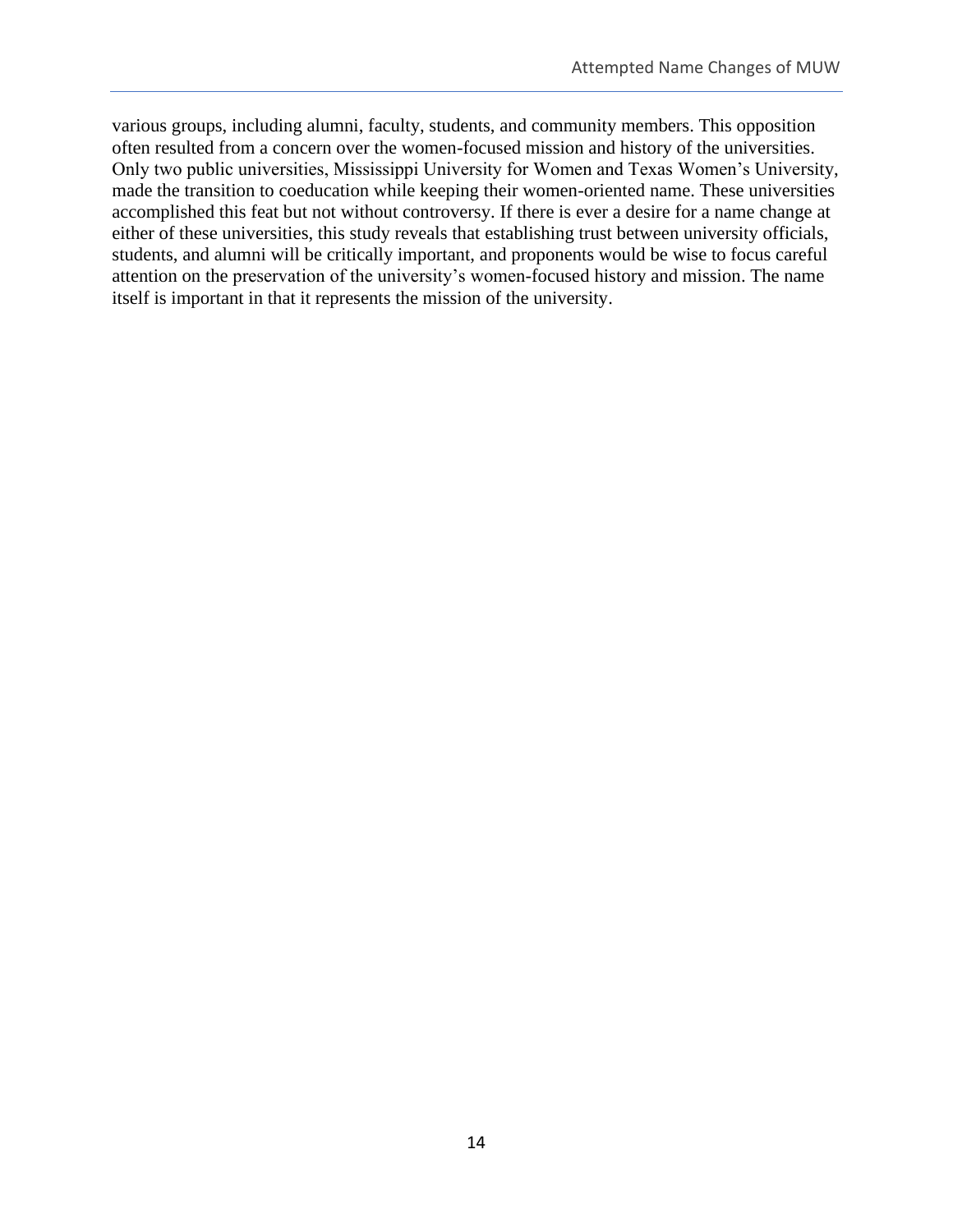various groups, including alumni, faculty, students, and community members. This opposition often resulted from a concern over the women-focused mission and history of the universities. Only two public universities, Mississippi University for Women and Texas Women's University, made the transition to coeducation while keeping their women-oriented name. These universities accomplished this feat but not without controversy. If there is ever a desire for a name change at either of these universities, this study reveals that establishing trust between university officials, students, and alumni will be critically important, and proponents would be wise to focus careful attention on the preservation of the university's women-focused history and mission. The name itself is important in that it represents the mission of the university.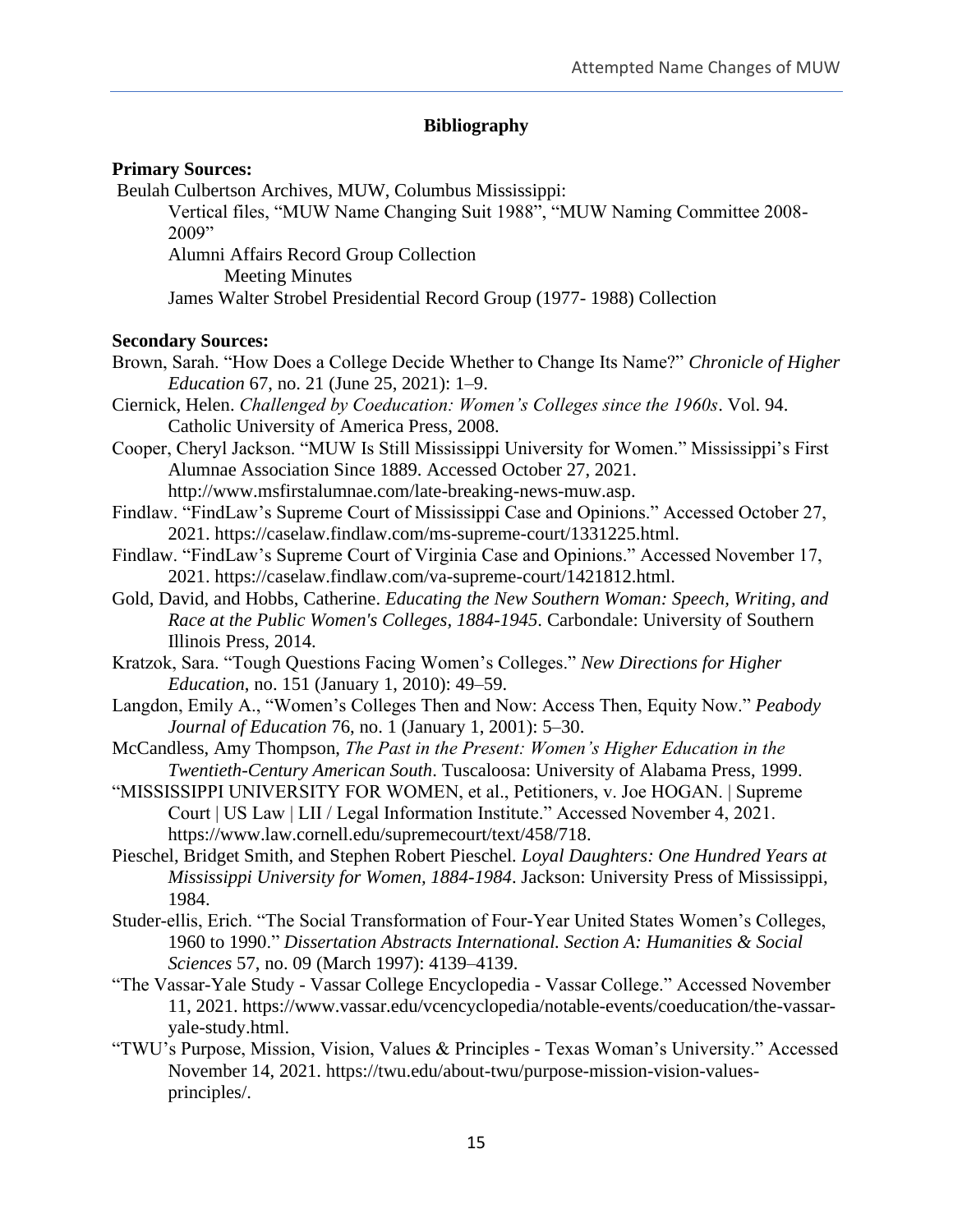## Bibliography

**Primary Sources:**

Beulah Culbertson Archives, MUW, Columbus Mississippi:

Vertical files, "MUW Name Changing Suit 1988", "MUW Naming Committee 2008-2009"

Alumni Affairs Record Group Collection

Meeting Minutes

James Walter Strobel Presidential Record Group (1977- 1988) Collection

**Secondary Sources:**

Brown, Sarah. "How Does a College Decide Whether to Change Its Name?" *Chronicle of Higher Education* 67, no. 21 (June 25, 2021): 1–9.

Ciernick, Helen. *Challenged by Coeducation: Women's Colleges since the 1960s*. Vol. 94. Catholic University of America Press, 2008.

Cooper, Cheryl Jackson. "MUW Is Still Mississippi University for Women." Mississippi's First Alumnae Association Since 1889. Accessed October 27, 2021. http://www.msfirstalumnae.com/late-breaking-news-muw.asp.

Findlaw. "FindLaw's Supreme Court of Mississippi Case and Opinions." Accessed October 27, 2021. https://caselaw.findlaw.com/ms-supreme-court/1331225.html.

Findlaw. "FindLaw's Supreme Court of Virginia Case and Opinions." Accessed November 17, 2021. https://caselaw.findlaw.com/va-supreme-court/1421812.html.

Gold, David, and Hobbs, Catherine. *Educating the New Southern Woman: Speech, Writing, and Race at the Public Women's Colleges, 1884-1945*. Carbondale: University of Southern Illinois Press, 2014.

Kratzok, Sara. "Tough Questions Facing Women's Colleges." *New Directions for Higher Education*, no. 151 (January 1, 2010): 49–59.

Langdon, Emily A., "Women's Colleges Then and Now: Access Then, Equity Now." *Peabody Journal of Education* 76, no. 1 (January 1, 2001): 5–30.

McCandless, Amy Thompson, *The Past in the Present: Women's Higher Education in the Twentieth-Century American South*. Tuscaloosa: University of Alabama Press, 1999.

"MISSISSIPPI UNIVERSITY FOR WOMEN, et al., Petitioners, v. Joe HOGAN. | Supreme Court | US Law | LII / Legal Information Institute." Accessed November 4, 2021. https://www.law.cornell.edu/supremecourt/text/458/718.

Pieschel, Bridget Smith, and Stephen Robert Pieschel. *Loyal Daughters: One Hundred Years at Mississippi University for Women, 1884-1984*. Jackson: University Press of Mississippi, 1984.

Studer-ellis, Erich. "The Social Transformation of Four-Year United States Women's Colleges, 1960 to 1990." *Dissertation Abstracts International. Section A: Humanities & Social Sciences* 57, no. 09 (March 1997): 4139–4139.

"The Vassar-Yale Study - Vassar College Encyclopedia - Vassar College." Accessed November 11, 2021. https://www.vassar.edu/vcencyclopedia/notable-events/coeducation/the-vassar-yale-study.html.

"TWU's Purpose, Mission, Vision, Values & Principles - Texas Woman's University." Accessed November 14, 2021. https://twu.edu/about-twu/purpose-mission-vision-values-principles/.